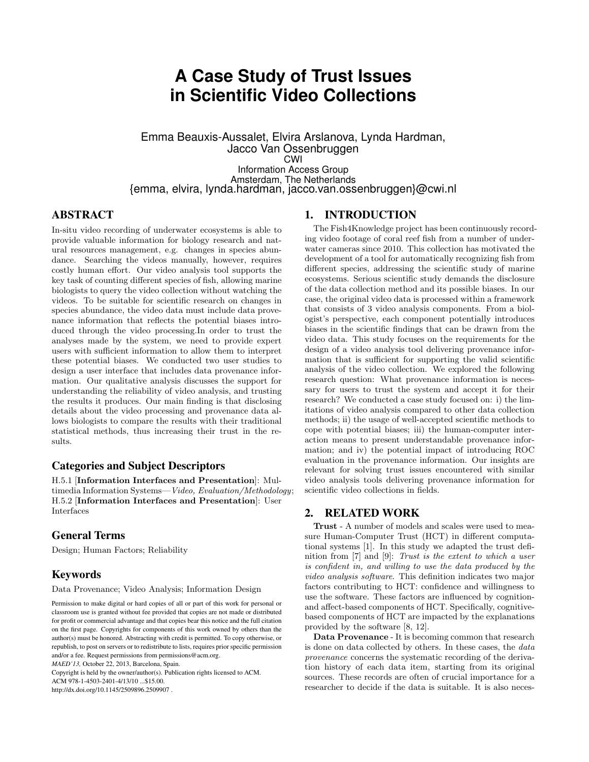# A Case Study of Trust Issues in Scientific Video Collections

Emma Beauxis-Aussalet, Elvira Arslanova, Lynda Hardman, Jacco Van Ossenbruggen
CWI
Information Access Group
Amsterdam, The Netherlands
{emma, elvira, lynda.hardman, jacco.van.ossenbruggen}@cwi.nl

## ABSTRACT

In-situ video recording of underwater ecosystems is able to provide valuable information for biology research and natural resources management, e.g. changes in species abundance. Searching the videos manually, however, requires costly human effort. Our video analysis tool supports the key task of counting different species of fish, allowing marine biologists to query the video collection without watching the videos. To be suitable for scientific research on changes in species abundance, the video data must include data provenance information that reflects the potential biases introduced through the video processing.In order to trust the analyses made by the system, we need to provide expert users with sufficient information to allow them to interpret these potential biases. We conducted two user studies to design a user interface that includes data provenance information. Our qualitative analysis discusses the support for understanding the reliability of video analysis, and trusting the results it produces. Our main finding is that disclosing details about the video processing and provenance data allows biologists to compare the results with their traditional statistical methods, thus increasing their trust in the results.

### Categories and Subject Descriptors

H.5.1 [**Information Interfaces and Presentation**]: Multimedia Information Systems—*Video, Evaluation/Methodology*; H.5.2 [**Information Interfaces and Presentation**]: User Interfaces

### General Terms

Design; Human Factors; Reliability

### Keywords

Data Provenance; Video Analysis; Information Design

Permission to make digital or hard copies of all or part of this work for personal or classroom use is granted without fee provided that copies are not made or distributed for profit or commercial advantage and that copies bear this notice and the full citation on the first page. Copyrights for components of this work owned by others than the author(s) must be honored. Abstracting with credit is permitted. To copy otherwise, or republish, to post on servers or to redistribute to lists, requires prior specific permission and/or a fee. Request permissions from permissions@acm.org.
*MAED'13,* October 22, 2013, Barcelona, Spain.
Copyright is held by the owner/author(s). Publication rights licensed to ACM.
ACM 978-1-4503-2401-4/13/10 ...$15.00.
http://dx.doi.org/10.1145/2509896.2509907 .

## 1. INTRODUCTION

The Fish4Knowledge project has been continuously recording video footage of coral reef fish from a number of underwater cameras since 2010. This collection has motivated the development of a tool for automatically recognizing fish from different species, addressing the scientific study of marine ecosystems. Serious scientific study demands the disclosure of the data collection method and its possible biases. In our case, the original video data is processed within a framework that consists of 3 video analysis components. From a biologist's perspective, each component potentially introduces biases in the scientific findings that can be drawn from the video data. This study focuses on the requirements for the design of a video analysis tool delivering provenance information that is sufficient for supporting the valid scientific analysis of the video collection. We explored the following research question: What provenance information is necessary for users to trust the system and accept it for their research? We conducted a case study focused on: i) the limitations of video analysis compared to other data collection methods; ii) the usage of well-accepted scientific methods to cope with potential biases; iii) the human-computer interaction means to present understandable provenance information; and iv) the potential impact of introducing ROC evaluation in the provenance information. Our insights are relevant for solving trust issues encountered with similar video analysis tools delivering provenance information for scientific video collections in fields.

## 2. RELATED WORK

**Trust** - A number of models and scales were used to measure Human-Computer Trust (HCT) in different computational systems [1]. In this study we adapted the trust definition from [7] and [9]: *Trust is the extent to which a user is confident in, and willing to use the data produced by the video analysis software*. This definition indicates two major factors contributing to HCT: confidence and willingness to use the software. These factors are influenced by cognition- and affect-based components of HCT. Specifically, cognitive-based components of HCT are impacted by the explanations provided by the software [8, 12].

**Data Provenance** - It is becoming common that research is done on data collected by others. In these cases, the *data provenance* concerns the systematic recording of the derivation history of each data item, starting from its original sources. These records are often of crucial importance for a researcher to decide if the data is suitable. It is also neces-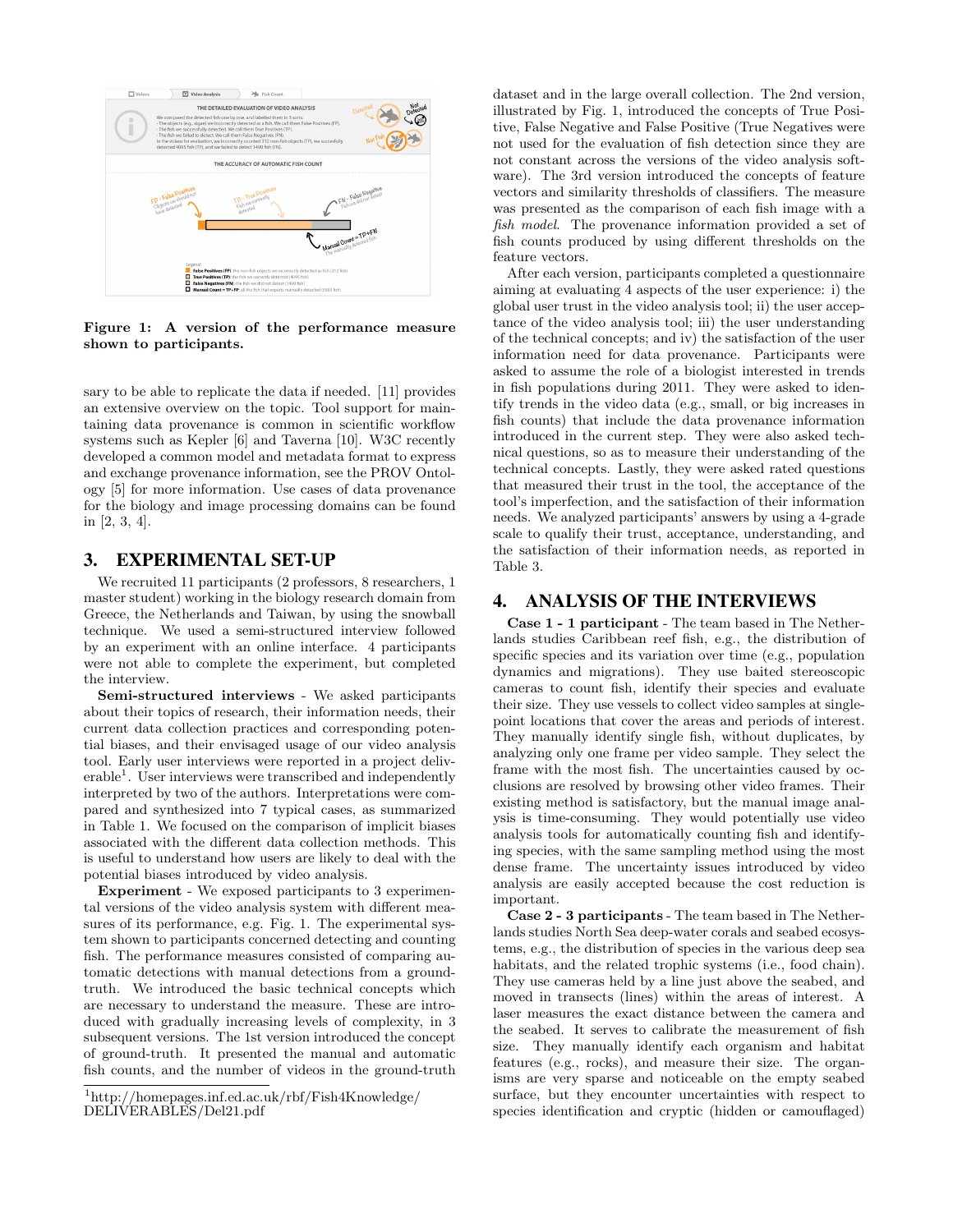Figure 1: A version of the performance measure shown to participants.

sary to be able to replicate the data if needed. [11] provides an extensive overview on the topic. Tool support for maintaining data provenance is common in scientific workflow systems such as Kepler [6] and Taverna [10]. W3C recently developed a common model and metadata format to express and exchange provenance information, see the PROV Ontology [5] for more information. Use cases of data provenance for the biology and image processing domains can be found in [2, 3, 4].

## 3. EXPERIMENTAL SET-UP

We recruited 11 participants (2 professors, 8 researchers, 1 master student) working in the biology research domain from Greece, the Netherlands and Taiwan, by using the snowball technique. We used a semi-structured interview followed by an experiment with an online interface. 4 participants were not able to complete the experiment, but completed the interview.

**Semi-structured interviews** - We asked participants about their topics of research, their information needs, their current data collection practices and corresponding potential biases, and their envisaged usage of our video analysis tool. Early user interviews were reported in a project deliverable[1]. User interviews were transcribed and independently interpreted by two of the authors. Interpretations were compared and synthesized into 7 typical cases, as summarized in Table 1. We focused on the comparison of implicit biases associated with the different data collection methods. This is useful to understand how users are likely to deal with the potential biases introduced by video analysis.

**Experiment** - We exposed participants to 3 experimental versions of the video analysis system with different measures of its performance, e.g. Fig. 1. The experimental system shown to participants concerned detecting and counting fish. The performance measures consisted of comparing automatic detections with manual detections from a ground-truth. We introduced the basic technical concepts which are necessary to understand the measure. These are introduced with gradually increasing levels of complexity, in 3 subsequent versions. The 1st version introduced the concept of ground-truth. It presented the manual and automatic fish counts, and the number of videos in the ground-truth dataset and in the large overall collection. The 2nd version, illustrated by Fig. 1, introduced the concepts of True Positive, False Negative and False Positive (True Negatives were not used for the evaluation of fish detection since they are not constant across the versions of the video analysis software). The 3rd version introduced the concepts of feature vectors and similarity thresholds of classifiers. The measure was presented as the comparison of each fish image with a *fish model*. The provenance information provided a set of fish counts produced by using different thresholds on the feature vectors.

After each version, participants completed a questionnaire aiming at evaluating 4 aspects of the user experience: i) the global user trust in the video analysis tool; ii) the user acceptance of the video analysis tool; iii) the user understanding of the technical concepts; and iv) the satisfaction of the user information need for data provenance. Participants were asked to assume the role of a biologist interested in trends in fish populations during 2011. They were asked to identify trends in the video data (e.g., small, or big increases in fish counts) that include the data provenance information introduced in the current step. They were also asked technical questions, so as to measure their understanding of the technical concepts. Lastly, they were asked rated questions that measured their trust in the tool, the acceptance of the tool's imperfection, and the satisfaction of their information needs. We analyzed participants' answers by using a 4-grade scale to qualify their trust, acceptance, understanding, and the satisfaction of their information needs, as reported in Table 3.

## 4. ANALYSIS OF THE INTERVIEWS

**Case 1 - 1 participant** - The team based in The Netherlands studies Caribbean reef fish, e.g., the distribution of specific species and its variation over time (e.g., population dynamics and migrations). They use baited stereoscopic cameras to count fish, identify their species and evaluate their size. They use vessels to collect video samples at single-point locations that cover the areas and periods of interest. They manually identify single fish, without duplicates, by analyzing only one frame per video sample. They select the frame with the most fish. The uncertainties caused by occlusions are resolved by browsing other video frames. Their existing method is satisfactory, but the manual image analysis is time-consuming. They would potentially use video analysis tools for automatically counting fish and identifying species, with the same sampling method using the most dense frame. The uncertainty issues introduced by video analysis are easily accepted because the cost reduction is important.

**Case 2 - 3 participants** - The team based in The Netherlands studies North Sea deep-water corals and seabed ecosystems, e.g., the distribution of species in the various deep sea habitats, and the related trophic systems (i.e., food chain). They use cameras held by a line just above the seabed, and moved in transects (lines) within the areas of interest. A laser measures the exact distance between the camera and the seabed. It serves to calibrate the measurement of fish size. They manually identify each organism and habitat features (e.g., rocks), and measure their size. The organisms are very sparse and noticeable on the empty seabed surface, but they encounter uncertainties with respect to species identification and cryptic (hidden or camouflaged)

[1] http://homepages.inf.ed.ac.uk/rbf/Fish4Knowledge/DELIVERABLES/Del21.pdf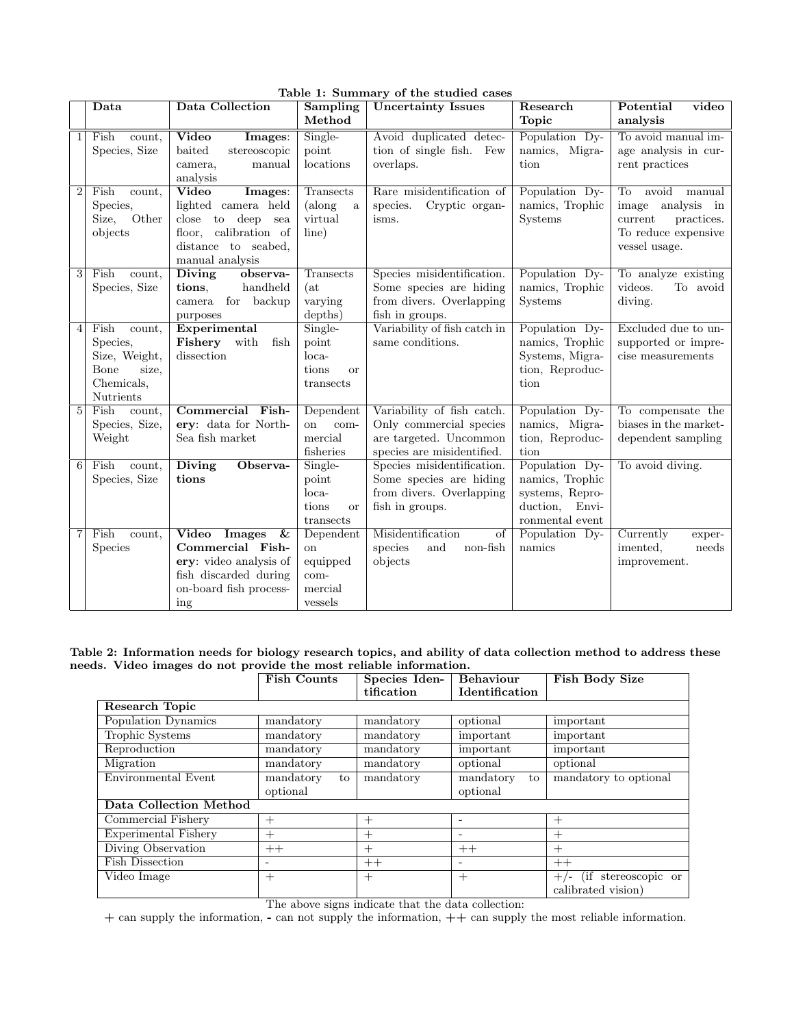**Table 1: Summary of the studied cases**

| | Data | Data Collection | Sampling Method | Uncertainty Issues | Research Topic | Potential video analysis |
|---|---|---|---|---|---|---|
| 1 | Fish count, Species, Size | **Video Images**: baited stereoscopic camera, manual analysis | Single-point locations | Avoid duplicated detection of single fish. Few overlaps. | Population Dynamics, Migration | To avoid manual image analysis in current practices |
| 2 | Fish count, Species, Size, Other objects | **Video Images**: lighted camera held close to deep sea floor, calibration of distance to seabed, manual analysis | Transects (along a virtual line) | Rare misidentification of species. Cryptic organisms. | Population Dynamics, Trophic Systems | To avoid manual image analysis in current practices. To reduce expensive vessel usage. |
| 3 | Fish count, Species, Size | **Diving observations**, handheld camera for backup purposes | Transects (at varying depths) | Species misidentification. Some species are hiding from divers. Overlapping fish in groups. | Population Dynamics, Trophic Systems | To analyze existing videos. To avoid diving. |
| 4 | Fish count, Species, Size, Weight, Bone size, Chemicals, Nutrients | **Experimental Fishery** with fish dissection | Single-point locations or transects | Variability of fish catch in same conditions. | Population Dynamics, Trophic Systems, Migration, Reproduction | Excluded due to unsupported or imprecise measurements |
| 5 | Fish count, Species, Size, Weight | **Commercial Fishery**: data for North-Sea fish market | Dependent on commercial fisheries | Variability of fish catch. Only commercial species are targeted. Uncommon species are misidentified. | Population Dynamics, Migration, Reproduction | To compensate the biases in the market-dependent sampling |
| 6 | Fish count, Species, Size | **Diving Observations** | Single-point locations or transects | Species misidentification. Some species are hiding from divers. Overlapping fish in groups. | Population Dynamics, Trophic systems, Reproduction, Environmental event | To avoid diving. |
| 7 | Fish count, Species | **Video Images & Commercial Fishery**: video analysis of fish discarded during on-board fish processing | Dependent on equipped commercial vessels | Misidentification of species and non-fish objects | Population Dynamics | Currently experimented, needs improvement. |

**Table 2: Information needs for biology research topics, and ability of data collection method to address these needs. Video images do not provide the most reliable information.**

| | Fish Counts | Species Identification | Behaviour Identification | Fish Body Size |
|---|---|---|---|---|
| **Research Topic** | | | | |
| Population Dynamics | mandatory | mandatory | optional | important |
| Trophic Systems | mandatory | mandatory | important | important |
| Reproduction | mandatory | mandatory | important | important |
| Migration | mandatory | mandatory | optional | optional |
| Environmental Event | mandatory to optional | mandatory | mandatory to optional | mandatory to optional |
| **Data Collection Method** | | | | |
| Commercial Fishery | + | + | - | + |
| Experimental Fishery | + | + | - | + |
| Diving Observation | ++ | + | ++ | + |
| Fish Dissection | - | ++ | - | ++ |
| Video Image | + | + | + | +/- (if stereoscopic or calibrated vision) |

The above signs indicate that the data collection:
**+** can supply the information, **-** can not supply the information, **++** can supply the most reliable information.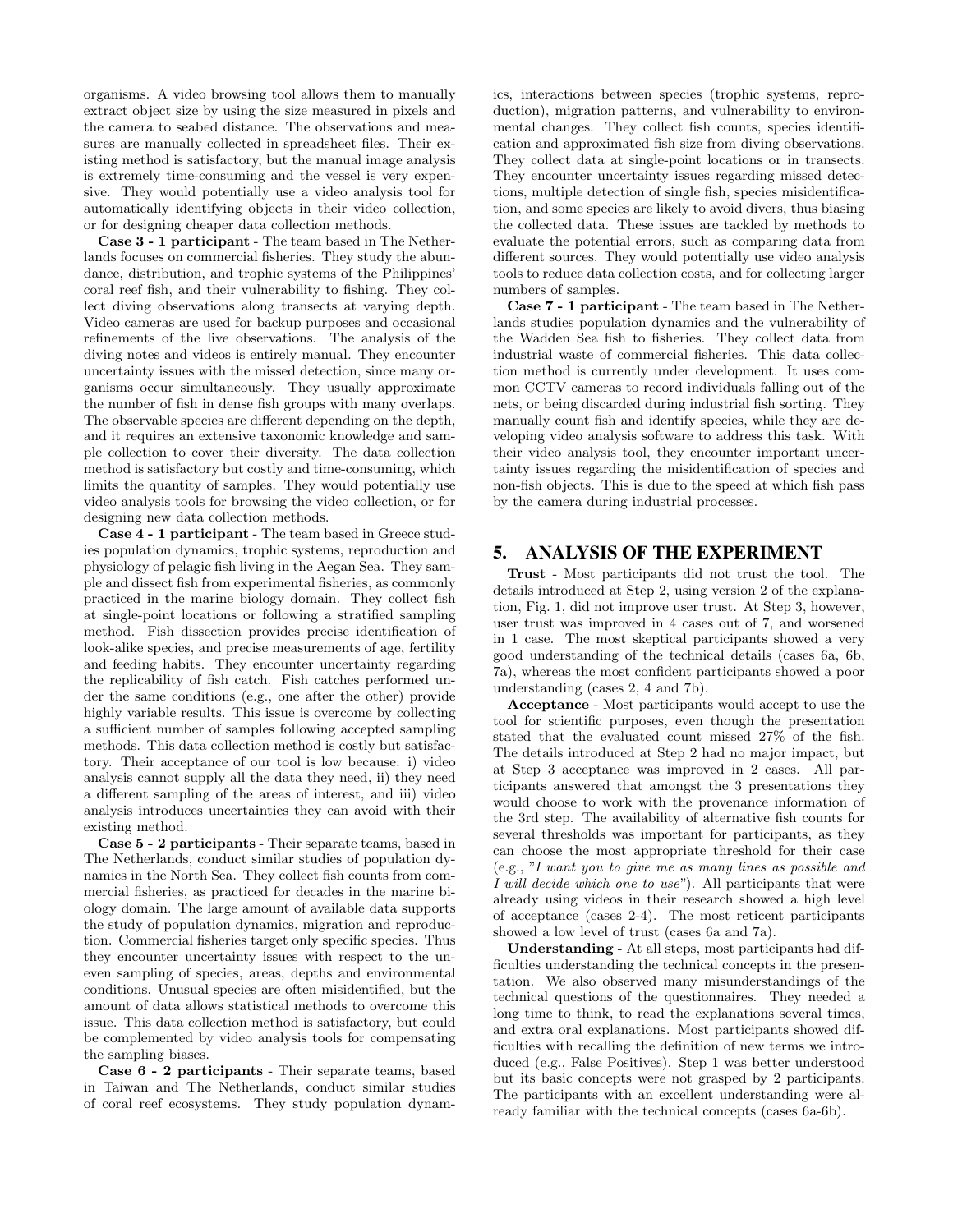organisms. A video browsing tool allows them to manually extract object size by using the size measured in pixels and the camera to seabed distance. The observations and measures are manually collected in spreadsheet files. Their existing method is satisfactory, but the manual image analysis is extremely time-consuming and the vessel is very expensive. They would potentially use a video analysis tool for automatically identifying objects in their video collection, or for designing cheaper data collection methods.

**Case 3 - 1 participant** - The team based in The Netherlands focuses on commercial fisheries. They study the abundance, distribution, and trophic systems of the Philippines' coral reef fish, and their vulnerability to fishing. They collect diving observations along transects at varying depth. Video cameras are used for backup purposes and occasional refinements of the live observations. The analysis of the diving notes and videos is entirely manual. They encounter uncertainty issues with the missed detection, since many organisms occur simultaneously. They usually approximate the number of fish in dense fish groups with many overlaps. The observable species are different depending on the depth, and it requires an extensive taxonomic knowledge and sample collection to cover their diversity. The data collection method is satisfactory but costly and time-consuming, which limits the quantity of samples. They would potentially use video analysis tools for browsing the video collection, or for designing new data collection methods.

**Case 4 - 1 participant** - The team based in Greece studies population dynamics, trophic systems, reproduction and physiology of pelagic fish living in the Aegan Sea. They sample and dissect fish from experimental fisheries, as commonly practiced in the marine biology domain. They collect fish at single-point locations or following a stratified sampling method. Fish dissection provides precise identification of look-alike species, and precise measurements of age, fertility and feeding habits. They encounter uncertainty regarding the replicability of fish catch. Fish catches performed under the same conditions (e.g., one after the other) provide highly variable results. This issue is overcome by collecting a sufficient number of samples following accepted sampling methods. This data collection method is costly but satisfactory. Their acceptance of our tool is low because: i) video analysis cannot supply all the data they need, ii) they need a different sampling of the areas of interest, and iii) video analysis introduces uncertainties they can avoid with their existing method.

**Case 5 - 2 participants** - Their separate teams, based in The Netherlands, conduct similar studies of population dynamics in the North Sea. They collect fish counts from commercial fisheries, as practiced for decades in the marine biology domain. The large amount of available data supports the study of population dynamics, migration and reproduction. Commercial fisheries target only specific species. Thus they encounter uncertainty issues with respect to the uneven sampling of species, areas, depths and environmental conditions. Unusual species are often misidentified, but the amount of data allows statistical methods to overcome this issue. This data collection method is satisfactory, but could be complemented by video analysis tools for compensating the sampling biases.

**Case 6 - 2 participants** - Their separate teams, based in Taiwan and The Netherlands, conduct similar studies of coral reef ecosystems. They study population dynamics, interactions between species (trophic systems, reproduction), migration patterns, and vulnerability to environmental changes. They collect fish counts, species identification and approximated fish size from diving observations. They collect data at single-point locations or in transects. They encounter uncertainty issues regarding missed detections, multiple detection of single fish, species misidentification, and some species are likely to avoid divers, thus biasing the collected data. These issues are tackled by methods to evaluate the potential errors, such as comparing data from different sources. They would potentially use video analysis tools to reduce data collection costs, and for collecting larger numbers of samples.

**Case 7 - 1 participant** - The team based in The Netherlands studies population dynamics and the vulnerability of the Wadden Sea fish to fisheries. They collect data from industrial waste of commercial fisheries. This data collection method is currently under development. It uses common CCTV cameras to record individuals falling out of the nets, or being discarded during industrial fish sorting. They manually count fish and identify species, while they are developing video analysis software to address this task. With their video analysis tool, they encounter important uncertainty issues regarding the misidentification of species and non-fish objects. This is due to the speed at which fish pass by the camera during industrial processes.

## 5. ANALYSIS OF THE EXPERIMENT

**Trust** - Most participants did not trust the tool. The details introduced at Step 2, using version 2 of the explanation, Fig. 1, did not improve user trust. At Step 3, however, user trust was improved in 4 cases out of 7, and worsened in 1 case. The most skeptical participants showed a very good understanding of the technical details (cases 6a, 6b, 7a), whereas the most confident participants showed a poor understanding (cases 2, 4 and 7b).

**Acceptance** - Most participants would accept to use the tool for scientific purposes, even though the presentation stated that the evaluated count missed 27% of the fish. The details introduced at Step 2 had no major impact, but at Step 3 acceptance was improved in 2 cases. All participants answered that amongst the 3 presentations they would choose to work with the provenance information of the 3rd step. The availability of alternative fish counts for several thresholds was important for participants, as they can choose the most appropriate threshold for their case (e.g., "*I want you to give me as many lines as possible and I will decide which one to use*"). All participants that were already using videos in their research showed a high level of acceptance (cases 2-4). The most reticent participants showed a low level of trust (cases 6a and 7a).

**Understanding** - At all steps, most participants had difficulties understanding the technical concepts in the presentation. We also observed many misunderstandings of the technical questions of the questionnaires. They needed a long time to think, to read the explanations several times, and extra oral explanations. Most participants showed difficulties with recalling the definition of new terms we introduced (e.g., False Positives). Step 1 was better understood but its basic concepts were not grasped by 2 participants. The participants with an excellent understanding were already familiar with the technical concepts (cases 6a-6b).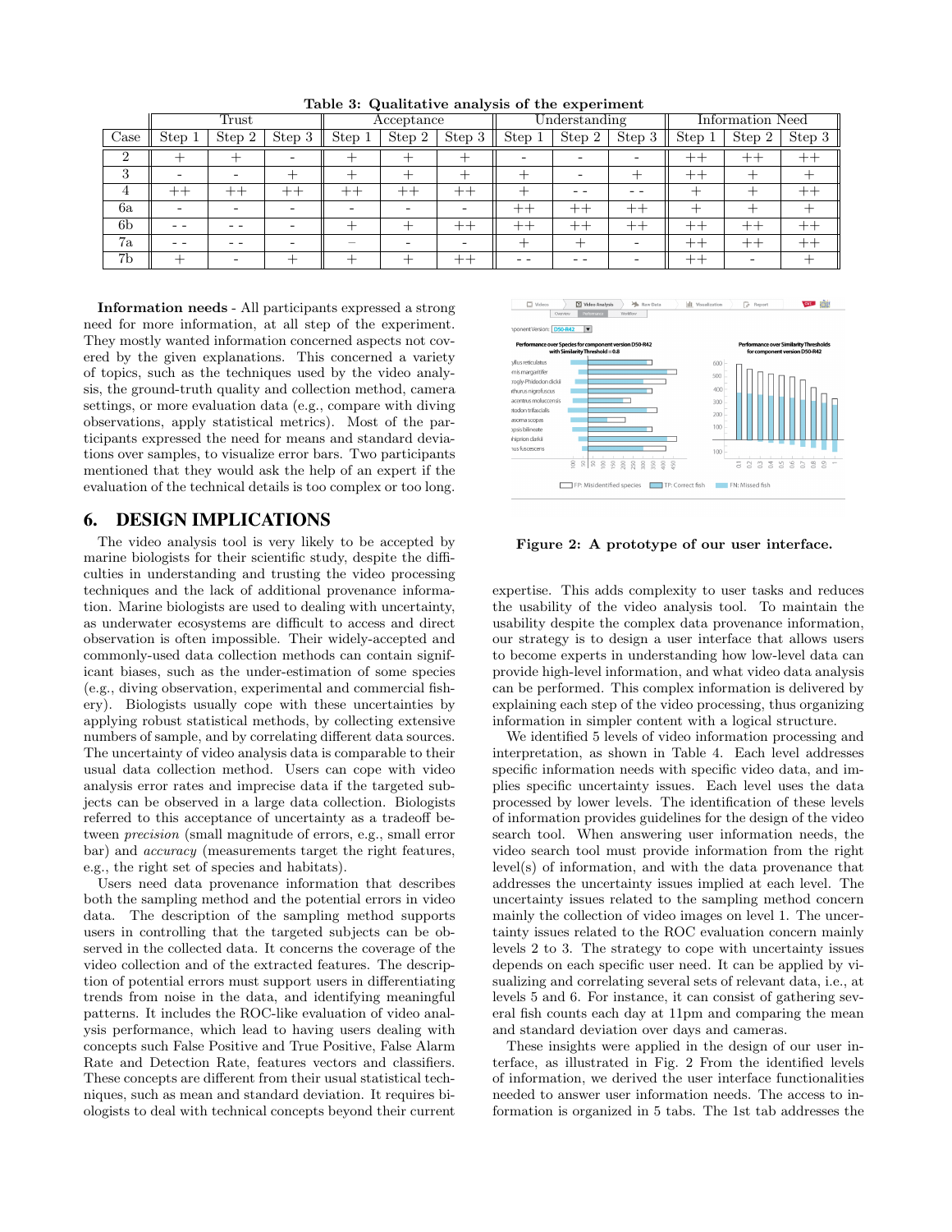**Table 3: Qualitative analysis of the experiment**

| | Trust | | | Acceptance | | | Understanding | | | Information Need | | |
|---|---|---|---|---|---|---|---|---|---|---|---|---|
| Case | Step 1 | Step 2 | Step 3 | Step 1 | Step 2 | Step 3 | Step 1 | Step 2 | Step 3 | Step 1 | Step 2 | Step 3 |
| 2 | + | + | - | + | + | + | - | - | - | ++ | ++ | ++ |
| 3 | - | - | + | + | + | + | + | - | + | ++ | + | + |
| 4 | ++ | ++ | ++ | ++ | ++ | ++ | + | - - | - - | + | + | ++ |
| 6a | - | - | - | - | - | - | ++ | ++ | ++ | + | + | + |
| 6b | - - | - - | - | + | + | ++ | ++ | ++ | ++ | ++ | ++ | ++ |
| 7a | - - | - - | - | – | - | - | + | + | - | ++ | ++ | ++ |
| 7b | + | - | + | + | + | ++ | - - | - - | - | ++ | - | + |

**Information needs** - All participants expressed a strong need for more information, at all step of the experiment. They mostly wanted information concerned aspects not covered by the given explanations. This concerned a variety of topics, such as the techniques used by the video analysis, the ground-truth quality and collection method, camera settings, or more evaluation data (e.g., compare with diving observations, apply statistical metrics). Most of the participants expressed the need for means and standard deviations over samples, to visualize error bars. Two participants mentioned that they would ask the help of an expert if the evaluation of the technical details is too complex or too long.

## 6. DESIGN IMPLICATIONS

The video analysis tool is very likely to be accepted by marine biologists for their scientific study, despite the difficulties in understanding and trusting the video processing techniques and the lack of additional provenance information. Marine biologists are used to dealing with uncertainty, as underwater ecosystems are difficult to access and direct observation is often impossible. Their widely-accepted and commonly-used data collection methods can contain significant biases, such as the under-estimation of some species (e.g., diving observation, experimental and commercial fishery). Biologists usually cope with these uncertainties by applying robust statistical methods, by collecting extensive numbers of sample, and by correlating different data sources. The uncertainty of video analysis data is comparable to their usual data collection method. Users can cope with video analysis error rates and imprecise data if the targeted subjects can be observed in a large data collection. Biologists referred to this acceptance of uncertainty as a tradeoff between *precision* (small magnitude of errors, e.g., small error bar) and *accuracy* (measurements target the right features, e.g., the right set of species and habitats).

Users need data provenance information that describes both the sampling method and the potential errors in video data. The description of the sampling method supports users in controlling that the targeted subjects can be observed in the collected data. It concerns the coverage of the video collection and of the extracted features. The description of potential errors must support users in differentiating trends from noise in the data, and identifying meaningful patterns. It includes the ROC-like evaluation of video analysis performance, which lead to having users dealing with concepts such False Positive and True Positive, False Alarm Rate and Detection Rate, features vectors and classifiers. These concepts are different from their usual statistical techniques, such as mean and standard deviation. It requires biologists to deal with technical concepts beyond their current expertise. This adds complexity to user tasks and reduces the usability of the video analysis tool. To maintain the usability despite the complex data provenance information, our strategy is to design a user interface that allows users to become experts in understanding how low-level data can provide high-level information, and what video data analysis can be performed. This complex information is delivered by explaining each step of the video processing, thus organizing information in simpler content with a logical structure.

Figure 2: A prototype of our user interface.

We identified 5 levels of video information processing and interpretation, as shown in Table 4. Each level addresses specific information needs with specific video data, and implies specific uncertainty issues. Each level uses the data processed by lower levels. The identification of these levels of information provides guidelines for the design of the video search tool. When answering user information needs, the video search tool must provide information from the right level(s) of information, and with the data provenance that addresses the uncertainty issues implied at each level. The uncertainty issues related to the sampling method concern mainly the collection of video images on level 1. The uncertainty issues related to the ROC evaluation concern mainly levels 2 to 3. The strategy to cope with uncertainty issues depends on each specific user need. It can be applied by visualizing and correlating several sets of relevant data, i.e., at levels 5 and 6. For instance, it can consist of gathering several fish counts each day at 11pm and comparing the mean and standard deviation over days and cameras.

These insights were applied in the design of our user interface, as illustrated in Fig. 2 From the identified levels of information, we derived the user interface functionalities needed to answer user information needs. The access to information is organized in 5 tabs. The 1st tab addresses the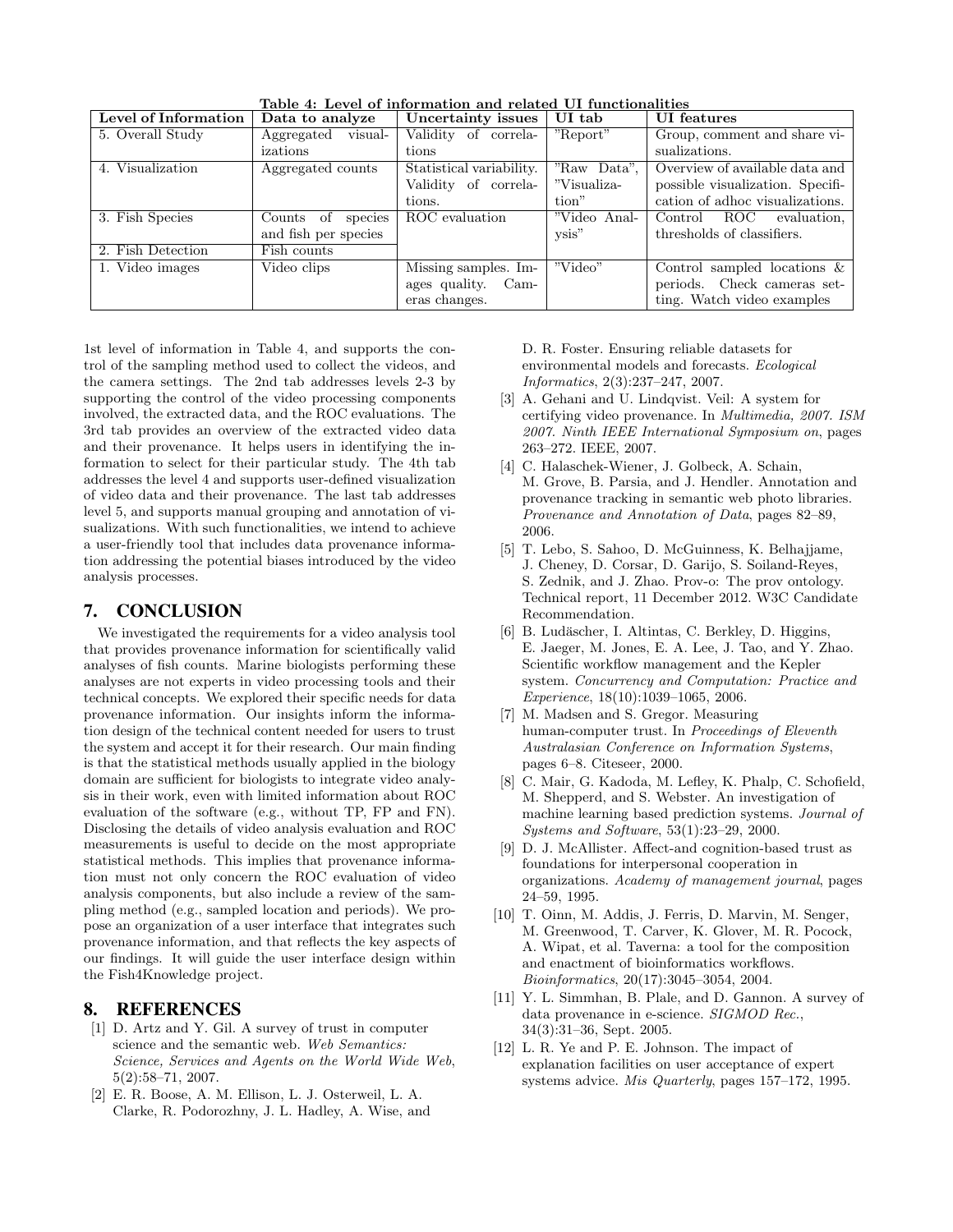Table 4: Level of information and related UI functionalities

| Level of Information | Data to analyze | Uncertainty issues | UI tab | UI features |
|---|---|---|---|---|
| 5. Overall Study | Aggregated visualizations | Validity of correlations | "Report" | Group, comment and share visualizations. |
| 4. Visualization | Aggregated counts | Statistical variability. Validity of correlations. | "Raw Data", "Visualization" | Overview of available data and possible visualization. Specification of adhoc visualizations. |
| 3. Fish Species | Counts of species and fish per species | ROC evaluation | "Video Analysis" | Control ROC evaluation, thresholds of classifiers. |
| 2. Fish Detection | Fish counts | | | |
| 1. Video images | Video clips | Missing samples. Images quality. Cameras changes. | "Video" | Control sampled locations & periods. Check cameras setting. Watch video examples |

1st level of information in Table 4, and supports the control of the sampling method used to collect the videos, and the camera settings. The 2nd tab addresses levels 2-3 by supporting the control of the video processing components involved, the extracted data, and the ROC evaluations. The 3rd tab provides an overview of the extracted video data and their provenance. It helps users in identifying the information to select for their particular study. The 4th tab addresses the level 4 and supports user-defined visualization of video data and their provenance. The last tab addresses level 5, and supports manual grouping and annotation of visualizations. With such functionalities, we intend to achieve a user-friendly tool that includes data provenance information addressing the potential biases introduced by the video analysis processes.

## 7. CONCLUSION

We investigated the requirements for a video analysis tool that provides provenance information for scientifically valid analyses of fish counts. Marine biologists performing these analyses are not experts in video processing tools and their technical concepts. We explored their specific needs for data provenance information. Our insights inform the information design of the technical content needed for users to trust the system and accept it for their research. Our main finding is that the statistical methods usually applied in the biology domain are sufficient for biologists to integrate video analysis in their work, even with limited information about ROC evaluation of the software (e.g., without TP, FP and FN). Disclosing the details of video analysis evaluation and ROC measurements is useful to decide on the most appropriate statistical methods. This implies that provenance information must not only concern the ROC evaluation of video analysis components, but also include a review of the sampling method (e.g., sampled location and periods). We propose an organization of a user interface that integrates such provenance information, and that reflects the key aspects of our findings. It will guide the user interface design within the Fish4Knowledge project.

## 8. REFERENCES

[1] D. Artz and Y. Gil. A survey of trust in computer science and the semantic web. *Web Semantics: Science, Services and Agents on the World Wide Web*, 5(2):58–71, 2007.

[2] E. R. Boose, A. M. Ellison, L. J. Osterweil, L. A. Clarke, R. Podorozhny, J. L. Hadley, A. Wise, and D. R. Foster. Ensuring reliable datasets for environmental models and forecasts. *Ecological Informatics*, 2(3):237–247, 2007.

[3] A. Gehani and U. Lindqvist. Veil: A system for certifying video provenance. In *Multimedia, 2007. ISM 2007. Ninth IEEE International Symposium on*, pages 263–272. IEEE, 2007.

[4] C. Halaschek-Wiener, J. Golbeck, A. Schain, M. Grove, B. Parsia, and J. Hendler. Annotation and provenance tracking in semantic web photo libraries. *Provenance and Annotation of Data*, pages 82–89, 2006.

[5] T. Lebo, S. Sahoo, D. McGuinness, K. Belhajjame, J. Cheney, D. Corsar, D. Garijo, S. Soiland-Reyes, S. Zednik, and J. Zhao. Prov-o: The prov ontology. Technical report, 11 December 2012. W3C Candidate Recommendation.

[6] B. Ludäscher, I. Altintas, C. Berkley, D. Higgins, E. Jaeger, M. Jones, E. A. Lee, J. Tao, and Y. Zhao. Scientific workflow management and the Kepler system. *Concurrency and Computation: Practice and Experience*, 18(10):1039–1065, 2006.

[7] M. Madsen and S. Gregor. Measuring human-computer trust. In *Proceedings of Eleventh Australasian Conference on Information Systems*, pages 6–8. Citeseer, 2000.

[8] C. Mair, G. Kadoda, M. Lefley, K. Phalp, C. Schofield, M. Shepperd, and S. Webster. An investigation of machine learning based prediction systems. *Journal of Systems and Software*, 53(1):23–29, 2000.

[9] D. J. McAllister. Affect-and cognition-based trust as foundations for interpersonal cooperation in organizations. *Academy of management journal*, pages 24–59, 1995.

[10] T. Oinn, M. Addis, J. Ferris, D. Marvin, M. Senger, M. Greenwood, T. Carver, K. Glover, M. R. Pocock, A. Wipat, et al. Taverna: a tool for the composition and enactment of bioinformatics workflows. *Bioinformatics*, 20(17):3045–3054, 2004.

[11] Y. L. Simmhan, B. Plale, and D. Gannon. A survey of data provenance in e-science. *SIGMOD Rec.*, 34(3):31–36, Sept. 2005.

[12] L. R. Ye and P. E. Johnson. The impact of explanation facilities on user acceptance of expert systems advice. *Mis Quarterly*, pages 157–172, 1995.